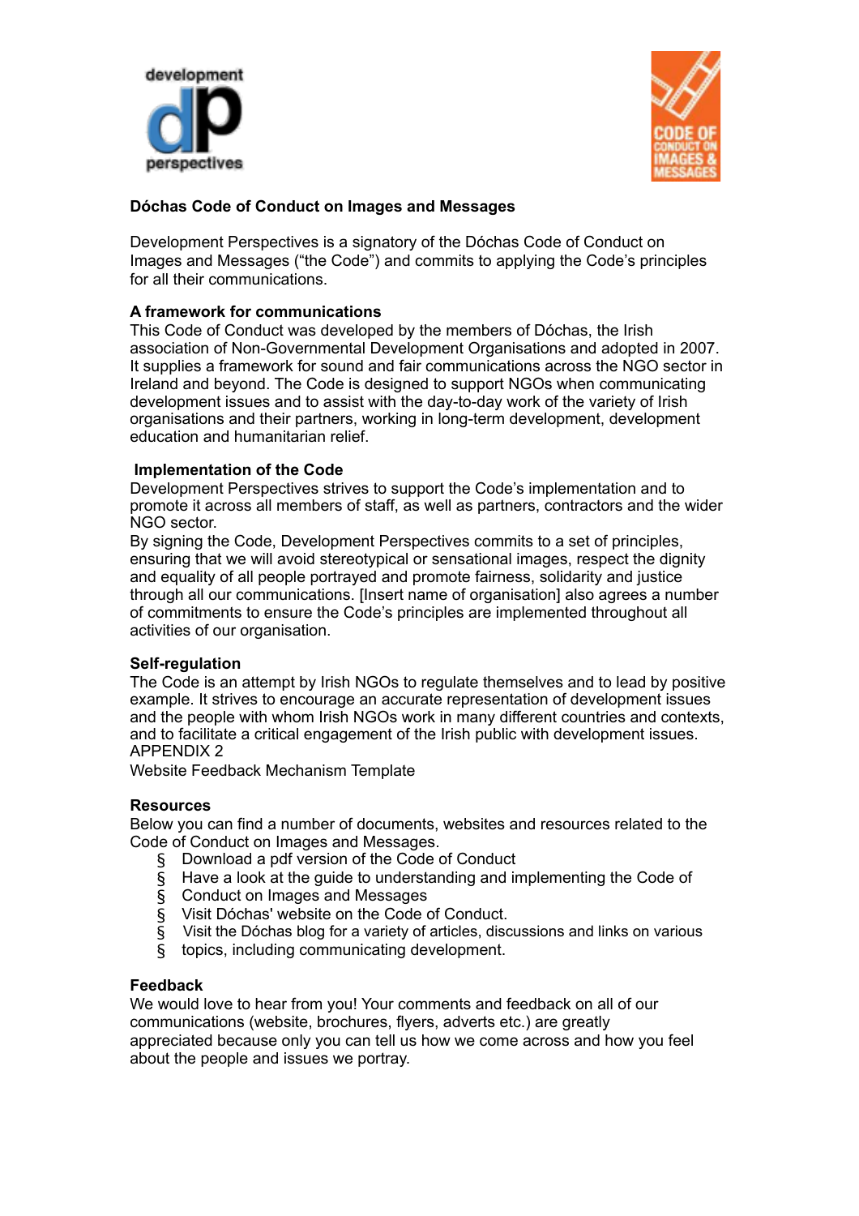**Dóchas Code of Conduct on Images and Messages**

Development Perspectives is a signatory of the Dóchas Code of Conduct on Images and Messages ("the Code") and commits to applying the Code's principles for all their communications.

**A framework for communications**

This Code of Conduct was developed by the members of Dóchas, the Irish association of Non-Governmental Development Organisations and adopted in 2007. It supplies a framework for sound and fair communications across the NGO sector in Ireland and beyond. The Code is designed to support NGOs when communicating development issues and to assist with the day-to-day work of the variety of Irish organisations and their partners, working in long-term development, development education and humanitarian relief.

**Implementation of the Code**

Development Perspectives strives to support the Code's implementation and to promote it across all members of staff, as well as partners, contractors and the wider NGO sector.

By signing the Code, Development Perspectives commits to a set of principles, ensuring that we will avoid stereotypical or sensational images, respect the dignity and equality of all people portrayed and promote fairness, solidarity and justice through all our communications. [Insert name of organisation] also agrees a number of commitments to ensure the Code's principles are implemented throughout all activities of our organisation.

**Self-regulation**

The Code is an attempt by Irish NGOs to regulate themselves and to lead by positive example. It strives to encourage an accurate representation of development issues and the people with whom Irish NGOs work in many different countries and contexts, and to facilitate a critical engagement of the Irish public with development issues.
APPENDIX 2
Website Feedback Mechanism Template

**Resources**

Below you can find a number of documents, websites and resources related to the Code of Conduct on Images and Messages.

- Download a pdf version of the Code of Conduct
- Have a look at the guide to understanding and implementing the Code of
- Conduct on Images and Messages
- Visit Dóchas' website on the Code of Conduct.
- Visit the Dóchas blog for a variety of articles, discussions and links on various
- topics, including communicating development.

**Feedback**

We would love to hear from you! Your comments and feedback on all of our communications (website, brochures, flyers, adverts etc.) are greatly appreciated because only you can tell us how we come across and how you feel about the people and issues we portray.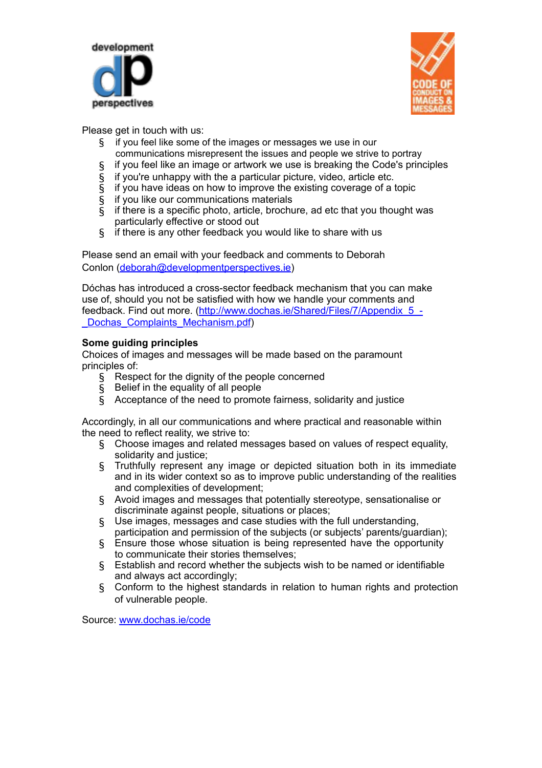Please get in touch with us:

- if you feel like some of the images or messages we use in our communications misrepresent the issues and people we strive to portray
- if you feel like an image or artwork we use is breaking the Code's principles
- if you're unhappy with the a particular picture, video, article etc.
- if you have ideas on how to improve the existing coverage of a topic
- if you like our communications materials
- if there is a specific photo, article, brochure, ad etc that you thought was particularly effective or stood out
- if there is any other feedback you would like to share with us

Please send an email with your feedback and comments to Deborah Conlon (deborah@developmentperspectives.ie)

Dóchas has introduced a cross-sector feedback mechanism that you can make use of, should you not be satisfied with how we handle your comments and feedback. Find out more. (http://www.dochas.ie/Shared/Files/7/Appendix_5_-_Dochas_Complaints_Mechanism.pdf)

**Some guiding principles**

Choices of images and messages will be made based on the paramount principles of:

- Respect for the dignity of the people concerned
- Belief in the equality of all people
- Acceptance of the need to promote fairness, solidarity and justice

Accordingly, in all our communications and where practical and reasonable within the need to reflect reality, we strive to:

- Choose images and related messages based on values of respect equality, solidarity and justice;
- Truthfully represent any image or depicted situation both in its immediate and in its wider context so as to improve public understanding of the realities and complexities of development;
- Avoid images and messages that potentially stereotype, sensationalise or discriminate against people, situations or places;
- Use images, messages and case studies with the full understanding, participation and permission of the subjects (or subjects' parents/guardian);
- Ensure those whose situation is being represented have the opportunity to communicate their stories themselves;
- Establish and record whether the subjects wish to be named or identifiable and always act accordingly;
- Conform to the highest standards in relation to human rights and protection of vulnerable people.

Source: www.dochas.ie/code